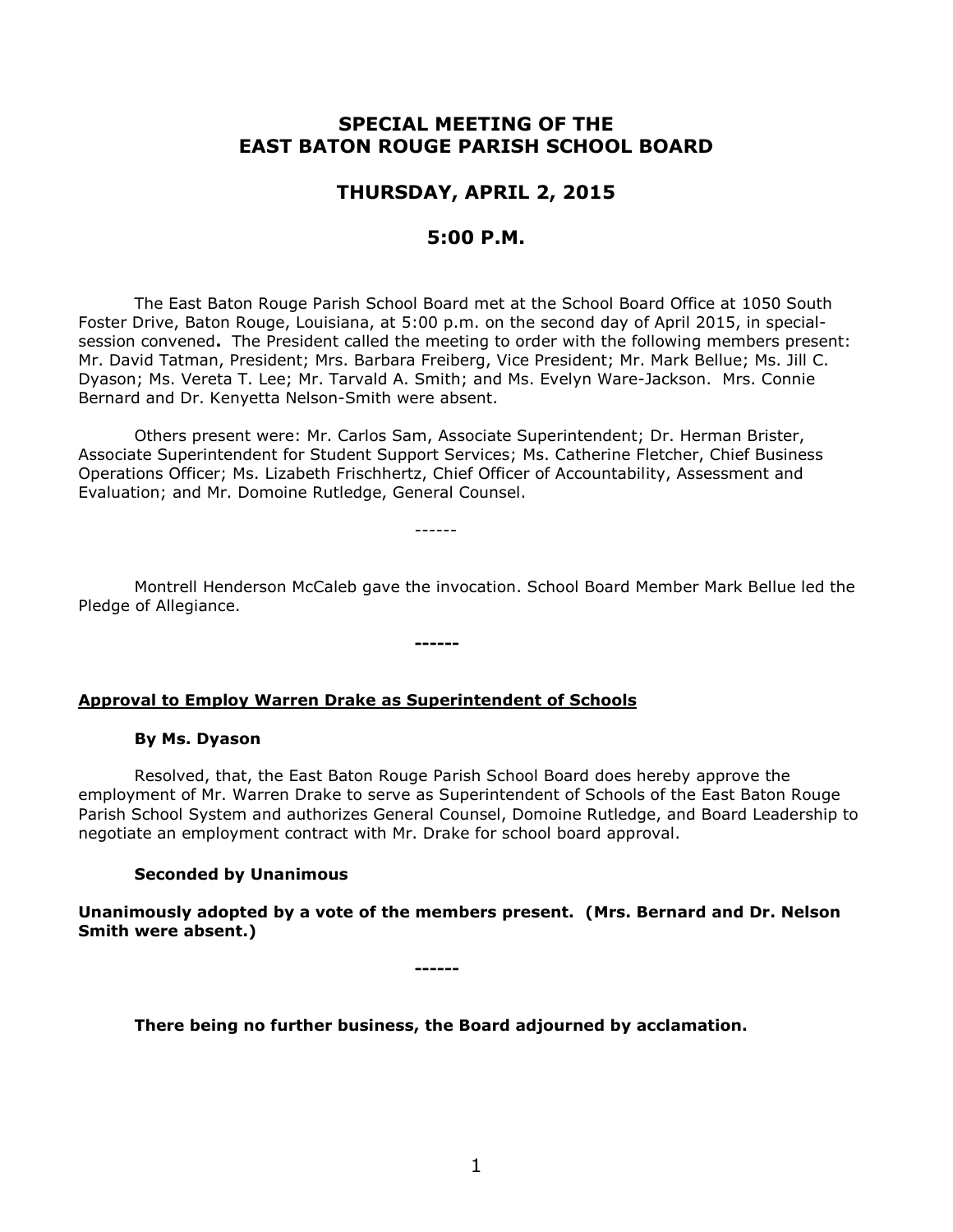# SPECIAL MEETING OF THE EAST BATON ROUGE PARISH SCHOOL BOARD

## THURSDAY, APRIL 2, 2015

## 5:00 P.M.

The East Baton Rouge Parish School Board met at the School Board Office at 1050 South Foster Drive, Baton Rouge, Louisiana, at 5:00 p.m. on the second day of April 2015, in special-session convened**.** The President called the meeting to order with the following members present: Mr. David Tatman, President; Mrs. Barbara Freiberg, Vice President; Mr. Mark Bellue; Ms. Jill C. Dyason; Ms. Vereta T. Lee; Mr. Tarvald A. Smith; and Ms. Evelyn Ware-Jackson. Mrs. Connie Bernard and Dr. Kenyetta Nelson-Smith were absent.

Others present were: Mr. Carlos Sam, Associate Superintendent; Dr. Herman Brister, Associate Superintendent for Student Support Services; Ms. Catherine Fletcher, Chief Business Operations Officer; Ms. Lizabeth Frischhertz, Chief Officer of Accountability, Assessment and Evaluation; and Mr. Domoine Rutledge, General Counsel.

------

Montrell Henderson McCaleb gave the invocation. School Board Member Mark Bellue led the Pledge of Allegiance.

**------**

**Approval to Employ Warren Drake as Superintendent of Schools**

**By Ms. Dyason**

Resolved, that, the East Baton Rouge Parish School Board does hereby approve the employment of Mr. Warren Drake to serve as Superintendent of Schools of the East Baton Rouge Parish School System and authorizes General Counsel, Domoine Rutledge, and Board Leadership to negotiate an employment contract with Mr. Drake for school board approval.

**Seconded by Unanimous**

**Unanimously adopted by a vote of the members present. (Mrs. Bernard and Dr. Nelson Smith were absent.)**

**------**

**There being no further business, the Board adjourned by acclamation.**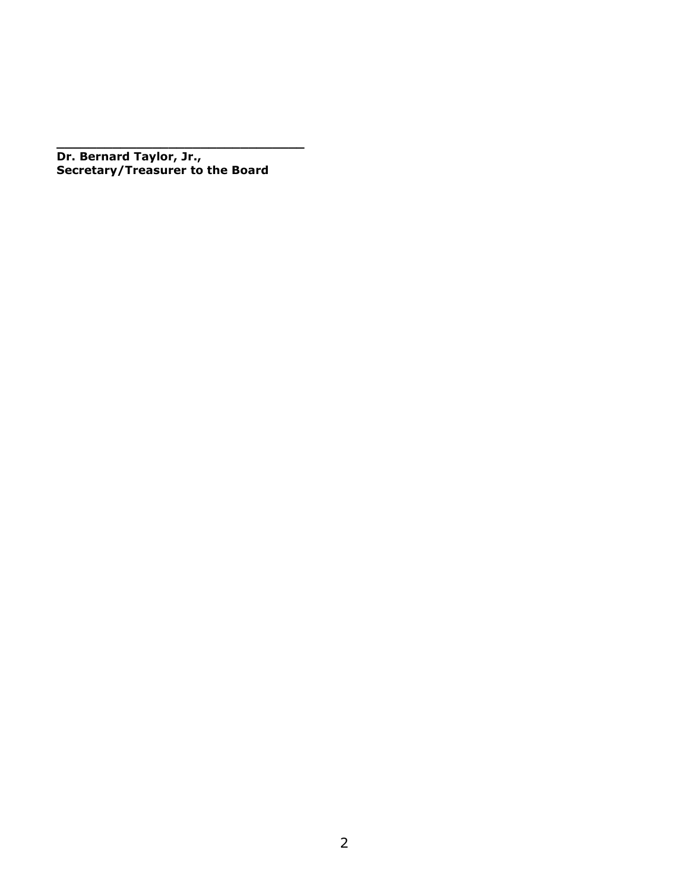________________________________

**Dr. Bernard Taylor, Jr.,**
**Secretary/Treasurer to the Board**